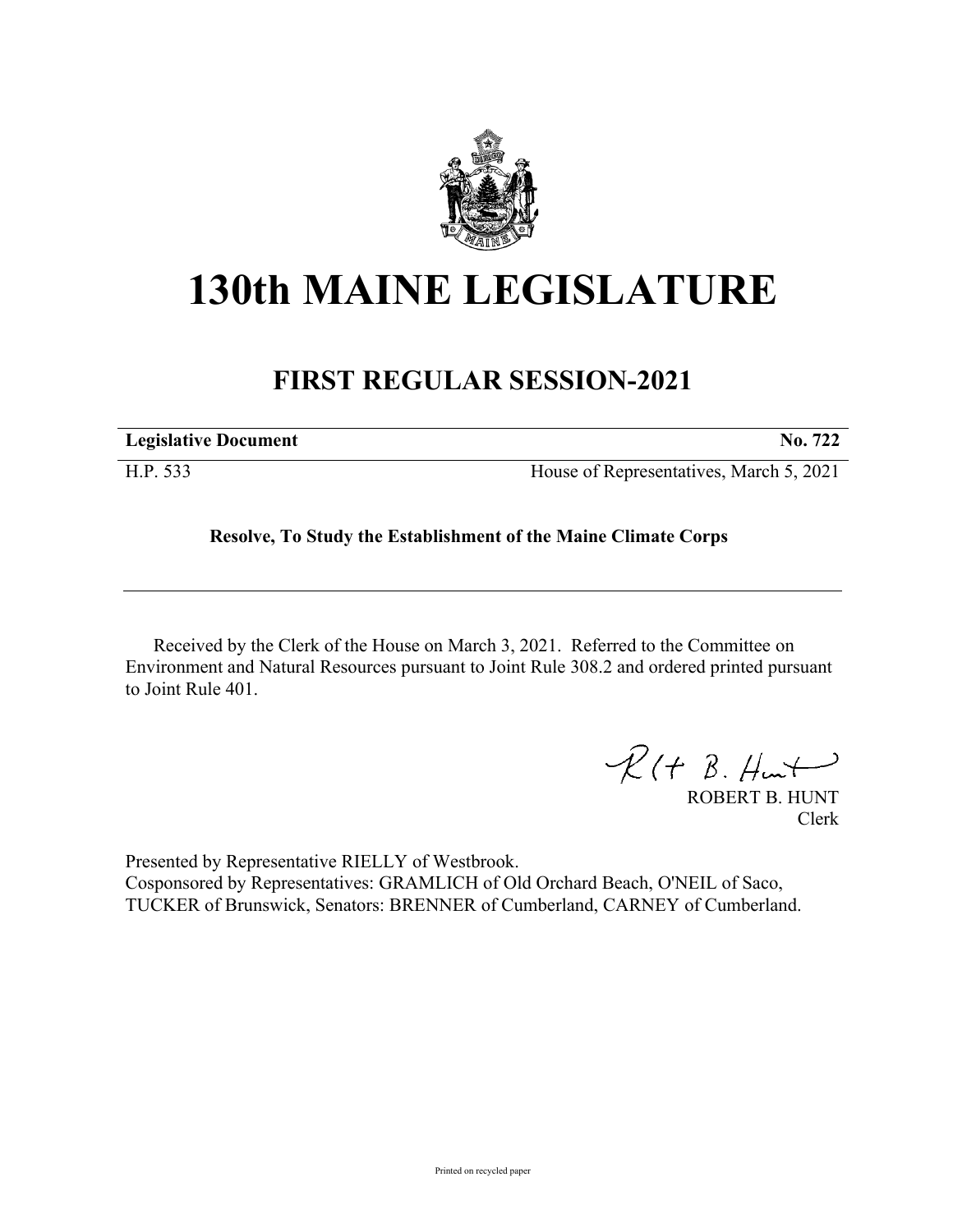# 130th MAINE LEGISLATURE

## FIRST REGULAR SESSION-2021

**Legislative Document** **No. 722**

H.P. 533 House of Representatives, March 5, 2021

**Resolve, To Study the Establishment of the Maine Climate Corps**

Received by the Clerk of the House on March 3, 2021. Referred to the Committee on Environment and Natural Resources pursuant to Joint Rule 308.2 and ordered printed pursuant to Joint Rule 401.

ROBERT B. HUNT
Clerk

Presented by Representative RIELLY of Westbrook.
Cosponsored by Representatives: GRAMLICH of Old Orchard Beach, O'NEIL of Saco, TUCKER of Brunswick, Senators: BRENNER of Cumberland, CARNEY of Cumberland.

Printed on recycled paper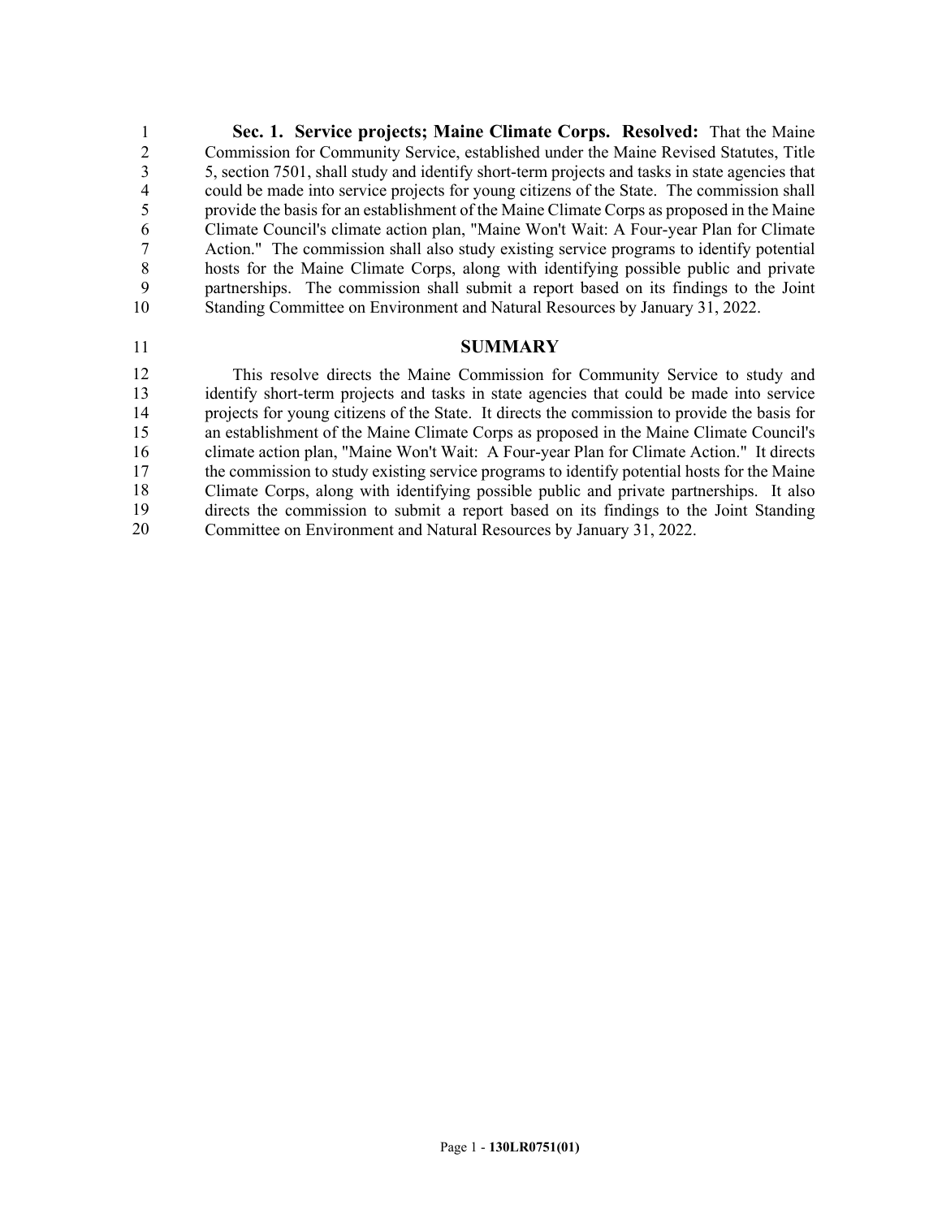**Sec. 1. Service projects; Maine Climate Corps. Resolved:** That the Maine Commission for Community Service, established under the Maine Revised Statutes, Title 5, section 7501, shall study and identify short-term projects and tasks in state agencies that could be made into service projects for young citizens of the State. The commission shall provide the basis for an establishment of the Maine Climate Corps as proposed in the Maine Climate Council's climate action plan, "Maine Won't Wait: A Four-year Plan for Climate Action." The commission shall also study existing service programs to identify potential hosts for the Maine Climate Corps, along with identifying possible public and private partnerships. The commission shall submit a report based on its findings to the Joint Standing Committee on Environment and Natural Resources by January 31, 2022.

## SUMMARY

This resolve directs the Maine Commission for Community Service to study and identify short-term projects and tasks in state agencies that could be made into service projects for young citizens of the State. It directs the commission to provide the basis for an establishment of the Maine Climate Corps as proposed in the Maine Climate Council's climate action plan, "Maine Won't Wait: A Four-year Plan for Climate Action." It directs the commission to study existing service programs to identify potential hosts for the Maine Climate Corps, along with identifying possible public and private partnerships. It also directs the commission to submit a report based on its findings to the Joint Standing Committee on Environment and Natural Resources by January 31, 2022.